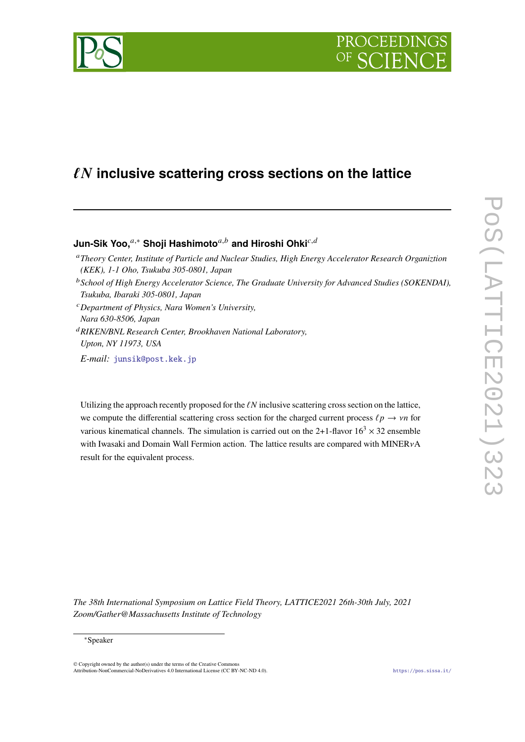# $\ell N$ inclusive scattering cross sections on the lattice

**Jun-Sik Yoo,**[a,*] **Shoji Hashimoto**[a,b] **and Hiroshi Ohki**[c,d]

[a] *Theory Center, Institute of Particle and Nuclear Studies, High Energy Accelerator Research Organiztion (KEK), 1-1 Oho, Tsukuba 305-0801, Japan*

[b] *School of High Energy Accelerator Science, The Graduate University for Advanced Studies (SOKENDAI), Tsukuba, Ibaraki 305-0801, Japan*

[c] *Department of Physics, Nara Women's University, Nara 630-8506, Japan*

[d] *RIKEN/BNL Research Center, Brookhaven National Laboratory, Upton, NY 11973, USA*

*E-mail:* junsik@post.kek.jp

Utilizing the approach recently proposed for the $\ell N$ inclusive scattering cross section on the lattice, we compute the differential scattering cross section for the charged current process $\ell p \rightarrow \nu n$ for various kinematical channels. The simulation is carried out on the 2+1-flavor $16^3 \times 32$ ensemble with Iwasaki and Domain Wall Fermion action. The lattice results are compared with MINER$\nu$A result for the equivalent process.

*The 38th International Symposium on Lattice Field Theory, LATTICE2021 26th-30th July, 2021 Zoom/Gather@Massachusetts Institute of Technology*

[*] Speaker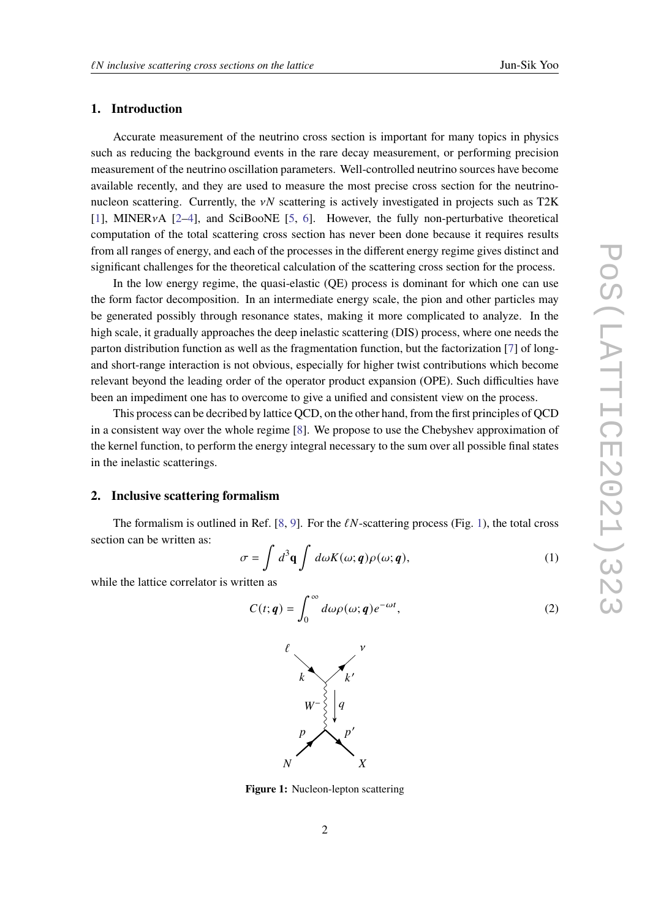## 1. Introduction

Accurate measurement of the neutrino cross section is important for many topics in physics such as reducing the background events in the rare decay measurement, or performing precision measurement of the neutrino oscillation parameters. Well-controlled neutrino sources have become available recently, and they are used to measure the most precise cross section for the neutrino-nucleon scattering. Currently, the $\nu N$ scattering is actively investigated in projects such as T2K [1], MINER$\nu$A [2–4], and SciBooNE [5, 6]. However, the fully non-perturbative theoretical computation of the total scattering cross section has never been done because it requires results from all ranges of energy, and each of the processes in the different energy regime gives distinct and significant challenges for the theoretical calculation of the scattering cross section for the process.

In the low energy regime, the quasi-elastic (QE) process is dominant for which one can use the form factor decomposition. In an intermediate energy scale, the pion and other particles may be generated possibly through resonance states, making it more complicated to analyze. In the high scale, it gradually approaches the deep inelastic scattering (DIS) process, where one needs the parton distribution function as well as the fragmentation function, but the factorization [7] of long- and short-range interaction is not obvious, especially for higher twist contributions which become relevant beyond the leading order of the operator product expansion (OPE). Such difficulties have been an impediment one has to overcome to give a unified and consistent view on the process.

This process can be decribed by lattice QCD, on the other hand, from the first principles of QCD in a consistent way over the whole regime [8]. We propose to use the Chebyshev approximation of the kernel function, to perform the energy integral necessary to the sum over all possible final states in the inelastic scatterings.

## 2. Inclusive scattering formalism

The formalism is outlined in Ref. [8, 9]. For the $\ell N$-scattering process (Fig. 1), the total cross section can be written as:

$$\sigma = \int d^3\mathbf{q} \int d\omega K(\omega; \boldsymbol{q})\rho(\omega; \boldsymbol{q}), \tag{1}$$

while the lattice correlator is written as

$$C(t; \boldsymbol{q}) = \int_0^\infty d\omega \rho(\omega; \boldsymbol{q}) e^{-\omega t}, \tag{2}$$

**Figure 1:** Nucleon-lepton scattering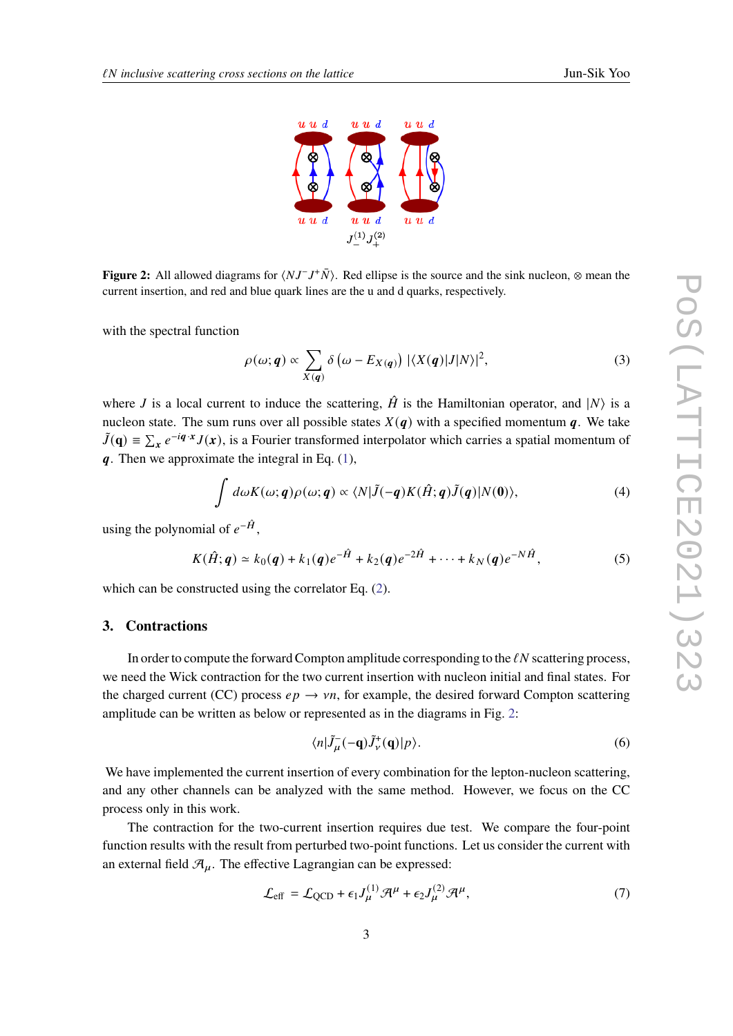**Figure 2:** All allowed diagrams for $\langle N J^- J^+ \bar{N} \rangle$. Red ellipse is the source and the sink nucleon, $\otimes$ mean the current insertion, and red and blue quark lines are the u and d quarks, respectively.

with the spectral function

$$\rho(\omega; \boldsymbol{q}) \propto \sum_{X(\boldsymbol{q})} \delta\left(\omega - E_{X(\boldsymbol{q})}\right) |\langle X(\boldsymbol{q})|J|N\rangle|^2, \tag{3}$$

where $J$ is a local current to induce the scattering, $\hat{H}$ is the Hamiltonian operator, and $|N\rangle$ is a nucleon state. The sum runs over all possible states $X(\boldsymbol{q})$ with a specified momentum $\boldsymbol{q}$. We take $\tilde{J}(\mathbf{q}) \equiv \sum_{\boldsymbol{x}} e^{-i\boldsymbol{q}\cdot\boldsymbol{x}} J(\boldsymbol{x})$, is a Fourier transformed interpolator which carries a spatial momentum of $\boldsymbol{q}$. Then we approximate the integral in Eq. (1),

$$\int d\omega K(\omega; \boldsymbol{q}) \rho(\omega; \boldsymbol{q}) \propto \langle N|\tilde{J}(-\boldsymbol{q}) K(\hat{H}; \boldsymbol{q}) \tilde{J}(\boldsymbol{q})|N(\boldsymbol{0})\rangle, \tag{4}$$

using the polynomial of $e^{-\hat{H}}$,

$$K(\hat{H}; \boldsymbol{q}) \simeq k_0(\boldsymbol{q}) + k_1(\boldsymbol{q}) e^{-\hat{H}} + k_2(\boldsymbol{q}) e^{-2\hat{H}} + \cdots + k_N(\boldsymbol{q}) e^{-N\hat{H}}, \tag{5}$$

which can be constructed using the correlator Eq. (2).

## 3. Contractions

In order to compute the forward Compton amplitude corresponding to the $\ell N$ scattering process, we need the Wick contraction for the two current insertion with nucleon initial and final states. For the charged current (CC) process $ep \to \nu n$, for example, the desired forward Compton scattering amplitude can be written as below or represented as in the diagrams in Fig. 2:

$$\langle n|\tilde{J}^-_\mu(-\mathbf{q}) \tilde{J}^+_\nu(\mathbf{q})|p\rangle. \tag{6}$$

We have implemented the current insertion of every combination for the lepton-nucleon scattering, and any other channels can be analyzed with the same method. However, we focus on the CC process only in this work.

The contraction for the two-current insertion requires due test. We compare the four-point function results with the result from perturbed two-point functions. Let us consider the current with an external field $\mathcal{A}_\mu$. The effective Lagrangian can be expressed:

$$\mathcal{L}_{\text{eff}} = \mathcal{L}_{\text{QCD}} + \epsilon_1 J^{(1)}_\mu \mathcal{A}^\mu + \epsilon_2 J^{(2)}_\mu \mathcal{A}^\mu, \tag{7}$$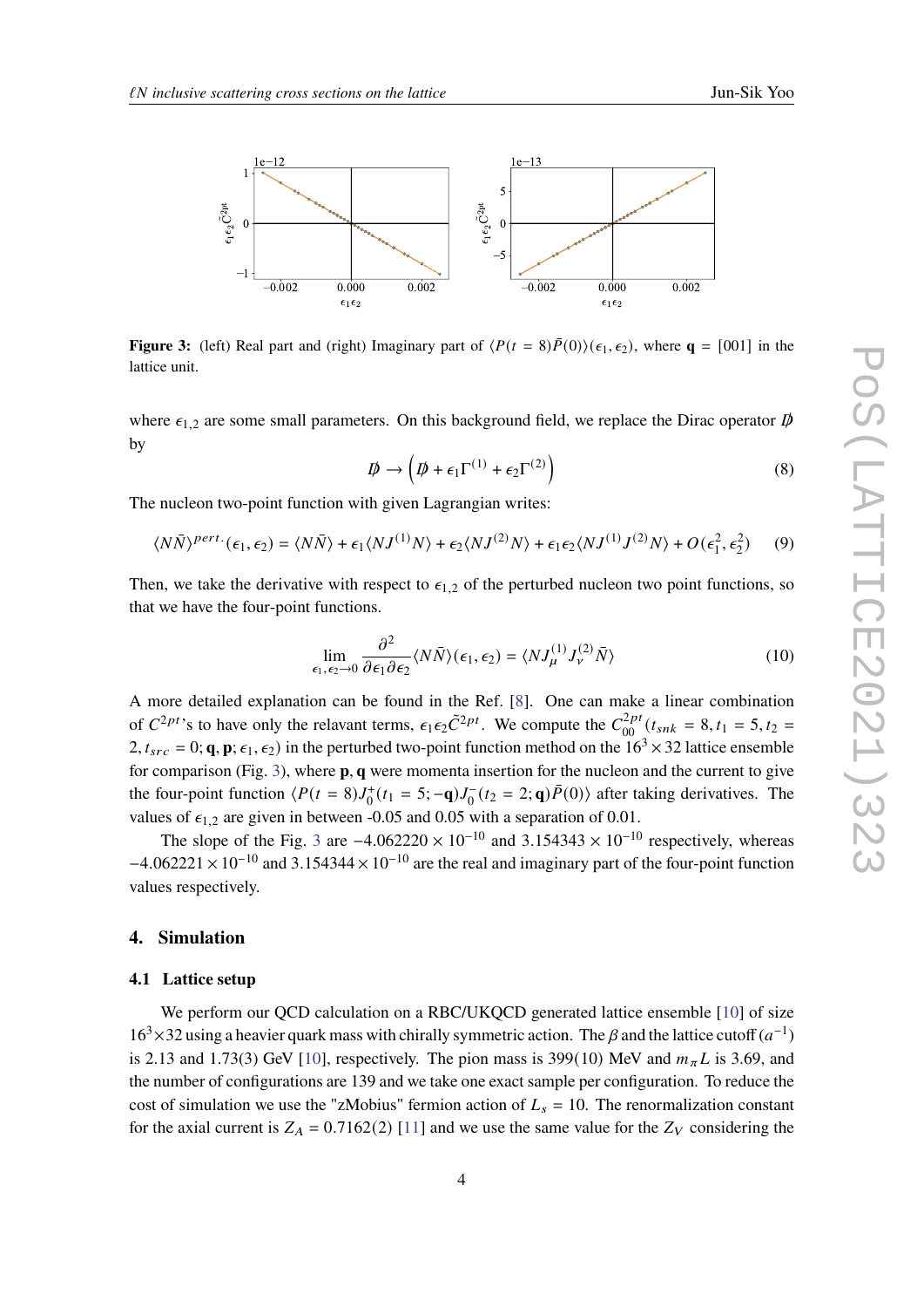**Figure 3:** (left) Real part and (right) Imaginary part of $\langle P(t=8)\bar{P}(0)\rangle(\epsilon_1,\epsilon_2)$, where $\mathbf{q} = [001]$ in the lattice unit.

where $\epsilon_{1,2}$ are some small parameters. On this background field, we replace the Dirac operator $\not{D}$ by

$$\not{D} \to \left(\not{D} + \epsilon_1 \Gamma^{(1)} + \epsilon_2 \Gamma^{(2)}\right) \tag{8}$$

The nucleon two-point function with given Lagrangian writes:

$$\langle N\bar{N}\rangle^{pert.}(\epsilon_1,\epsilon_2) = \langle N\bar{N}\rangle + \epsilon_1 \langle NJ^{(1)}N\rangle + \epsilon_2 \langle NJ^{(2)}N\rangle + \epsilon_1\epsilon_2 \langle NJ^{(1)}J^{(2)}N\rangle + O(\epsilon_1^2,\epsilon_2^2) \tag{9}$$

Then, we take the derivative with respect to $\epsilon_{1,2}$ of the perturbed nucleon two point functions, so that we have the four-point functions.

$$\lim_{\epsilon_1,\epsilon_2\to 0} \frac{\partial^2}{\partial\epsilon_1\partial\epsilon_2} \langle N\bar{N}\rangle(\epsilon_1,\epsilon_2) = \langle NJ_\mu^{(1)}J_\nu^{(2)}\bar{N}\rangle \tag{10}$$

A more detailed explanation can be found in the Ref. [8]. One can make a linear combination of $C^{2pt}$'s to have only the relevant terms, $\epsilon_1\epsilon_2\tilde{C}^{2pt}$. We compute the $C_{00}^{2pt}(t_{snk}=8, t_1=5, t_2=2, t_{src}=0; \mathbf{q}, \mathbf{p}; \epsilon_1, \epsilon_2)$ in the perturbed two-point function method on the $16^3\times 32$ lattice ensemble for comparison (Fig. 3), where $\mathbf{p}, \mathbf{q}$ were momenta insertion for the nucleon and the current to give the four-point function $\langle P(t=8)J_0^+(t_1=5;-\mathbf{q})J_0^-(t_2=2;\mathbf{q})\bar{P}(0)\rangle$ after taking derivatives. The values of $\epsilon_{1,2}$ are given in between -0.05 and 0.05 with a separation of 0.01.

The slope of the Fig. 3 are $-4.062220\times 10^{-10}$ and $3.154343\times 10^{-10}$ respectively, whereas $-4.062221\times 10^{-10}$ and $3.154344\times 10^{-10}$ are the real and imaginary part of the four-point function values respectively.

## 4. Simulation

### 4.1 Lattice setup

We perform our QCD calculation on a RBC/UKQCD generated lattice ensemble [10] of size $16^3\times 32$ using a heavier quark mass with chirally symmetric action. The $\beta$ and the lattice cutoff $(a^{-1})$ is 2.13 and 1.73(3) GeV [10], respectively. The pion mass is 399(10) MeV and $m_\pi L$ is 3.69, and the number of configurations are 139 and we take one exact sample per configuration. To reduce the cost of simulation we use the "zMobius" fermion action of $L_s = 10$. The renormalization constant for the axial current is $Z_A = 0.7162(2)$ [11] and we use the same value for the $Z_V$ considering the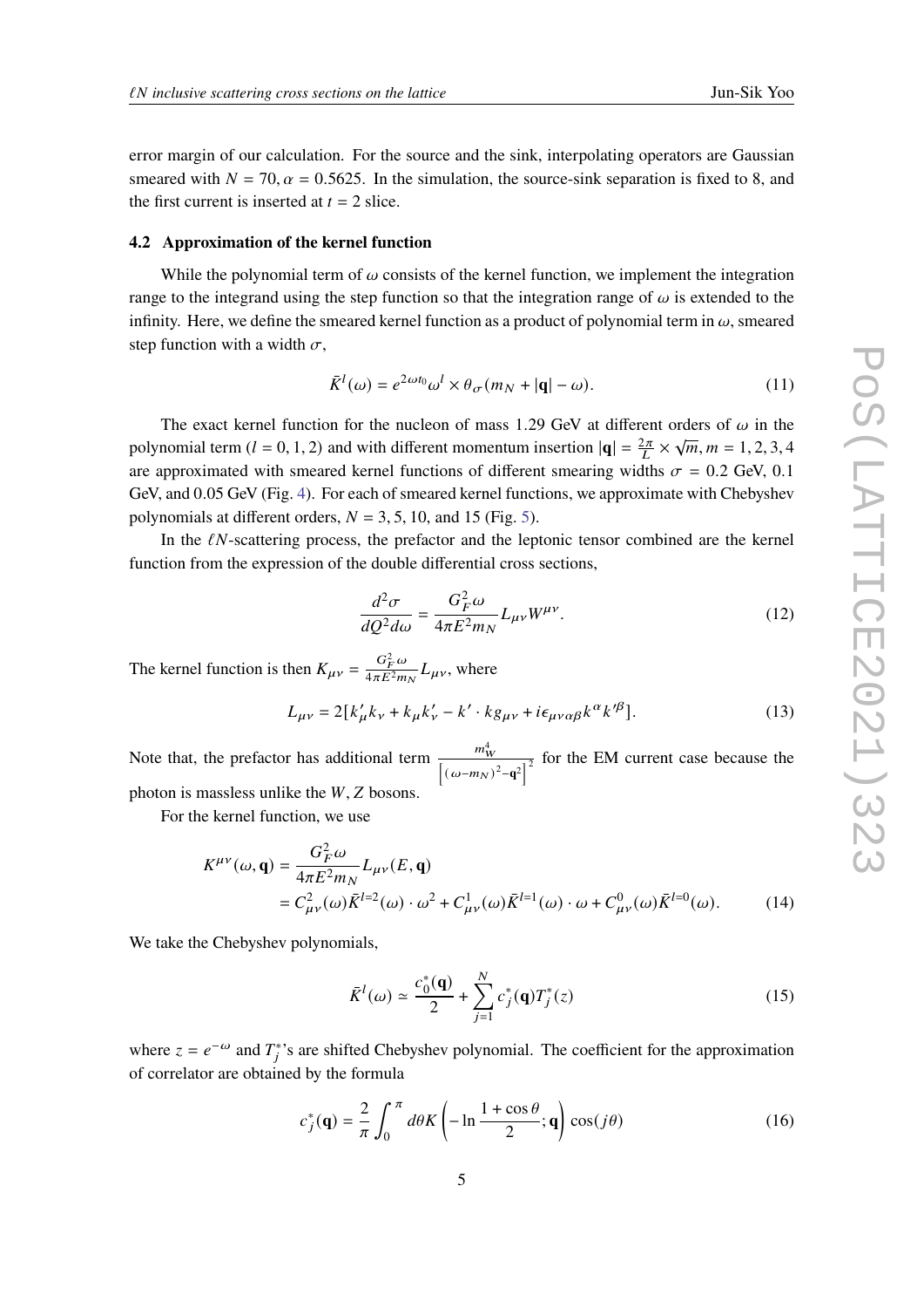error margin of our calculation. For the source and the sink, interpolating operators are Gaussian smeared with $N = 70, \alpha = 0.5625$. In the simulation, the source-sink separation is fixed to 8, and the first current is inserted at $t = 2$ slice.

### 4.2 Approximation of the kernel function

While the polynomial term of $\omega$ consists of the kernel function, we implement the integration range to the integrand using the step function so that the integration range of $\omega$ is extended to the infinity. Here, we define the smeared kernel function as a product of polynomial term in $\omega$, smeared step function with a width $\sigma$,

$$\bar{K}^l(\omega) = e^{2\omega t_0}\omega^l \times \theta_\sigma(m_N + |\mathbf{q}| - \omega). \tag{11}$$

The exact kernel function for the nucleon of mass 1.29 GeV at different orders of $\omega$ in the polynomial term ($l = 0, 1, 2$) and with different momentum insertion $|\mathbf{q}| = \frac{2\pi}{L} \times \sqrt{m}, m = 1, 2, 3, 4$ are approximated with smeared kernel functions of different smearing widths $\sigma = 0.2$ GeV, 0.1 GeV, and 0.05 GeV (Fig. 4). For each of smeared kernel functions, we approximate with Chebyshev polynomials at different orders, $N = 3, 5, 10$, and 15 (Fig. 5).

In the $\ell N$-scattering process, the prefactor and the leptonic tensor combined are the kernel function from the expression of the double differential cross sections,

$$\frac{d^2\sigma}{dQ^2 d\omega} = \frac{G_F^2 \omega}{4\pi E^2 m_N} L_{\mu\nu} W^{\mu\nu}. \tag{12}$$

The kernel function is then $K_{\mu\nu} = \frac{G_F^2 \omega}{4\pi E^2 m_N} L_{\mu\nu}$, where

$$L_{\mu\nu} = 2[k'_\mu k_\nu + k_\mu k'_\nu - k' \cdot k g_{\mu\nu} + i\epsilon_{\mu\nu\alpha\beta} k^\alpha k'^\beta]. \tag{13}$$

Note that, the prefactor has additional term $\frac{m_W^4}{\left[(\omega - m_N)^2 - \mathbf{q}^2\right]^2}$ for the EM current case because the photon is massless unlike the $W, Z$ bosons.

For the kernel function, we use

$$\begin{aligned} K^{\mu\nu}(\omega, \mathbf{q}) &= \frac{G_F^2 \omega}{4\pi E^2 m_N} L_{\mu\nu}(E, \mathbf{q}) \\ &= C_{\mu\nu}^2(\omega)\bar{K}^{l=2}(\omega) \cdot \omega^2 + C_{\mu\nu}^1(\omega)\bar{K}^{l=1}(\omega) \cdot \omega + C_{\mu\nu}^0(\omega)\bar{K}^{l=0}(\omega). \end{aligned} \tag{14}$$

We take the Chebyshev polynomials,

$$\bar{K}^l(\omega) \simeq \frac{c_0^*(\mathbf{q})}{2} + \sum_{j=1}^{N} c_j^*(\mathbf{q}) T_j^*(z) \tag{15}$$

where $z = e^{-\omega}$ and $T_j^*$'s are shifted Chebyshev polynomial. The coefficient for the approximation of correlator are obtained by the formula

$$c_j^*(\mathbf{q}) = \frac{2}{\pi} \int_0^\pi d\theta K\left(-\ln\frac{1+\cos\theta}{2}; \mathbf{q}\right) \cos(j\theta) \tag{16}$$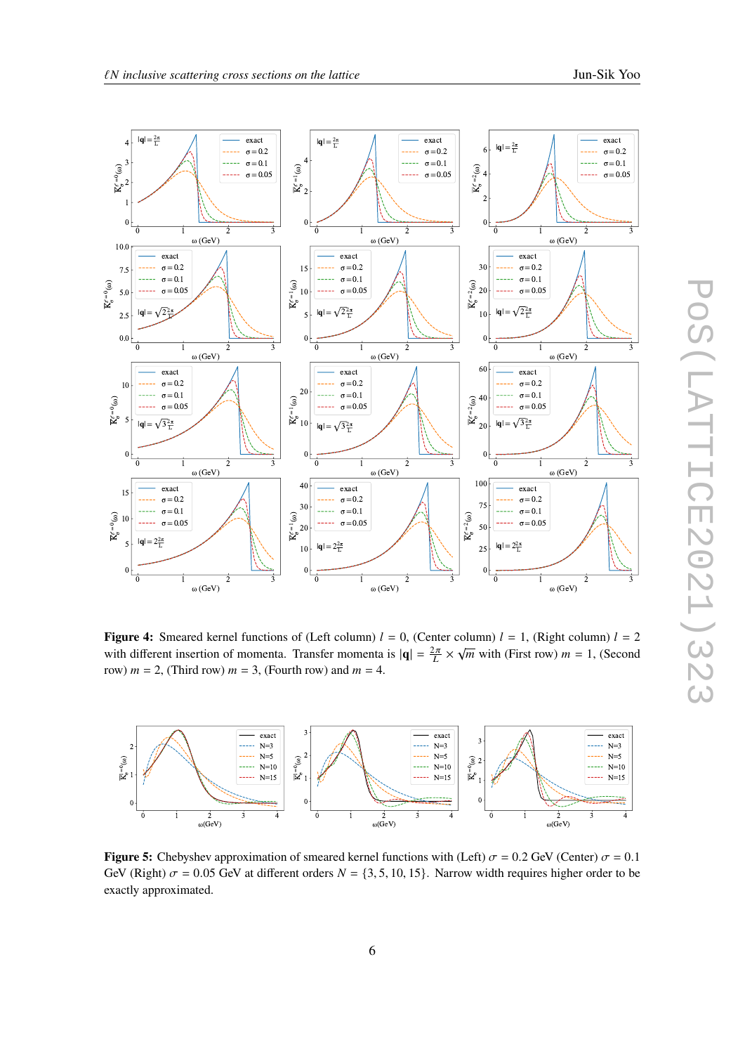**Figure 4:** Smeared kernel functions of (Left column) $l = 0$, (Center column) $l = 1$, (Right column) $l = 2$ with different insertion of momenta. Transfer momenta is $|\mathbf{q}| = \frac{2\pi}{L} \times \sqrt{m}$ with (First row) $m = 1$, (Second row) $m = 2$, (Third row) $m = 3$, (Fourth row) and $m = 4$.

**Figure 5:** Chebyshev approximation of smeared kernel functions with (Left) $\sigma = 0.2$ GeV (Center) $\sigma = 0.1$ GeV (Right) $\sigma = 0.05$ GeV at different orders $N = \{3, 5, 10, 15\}$. Narrow width requires higher order to be exactly approximated.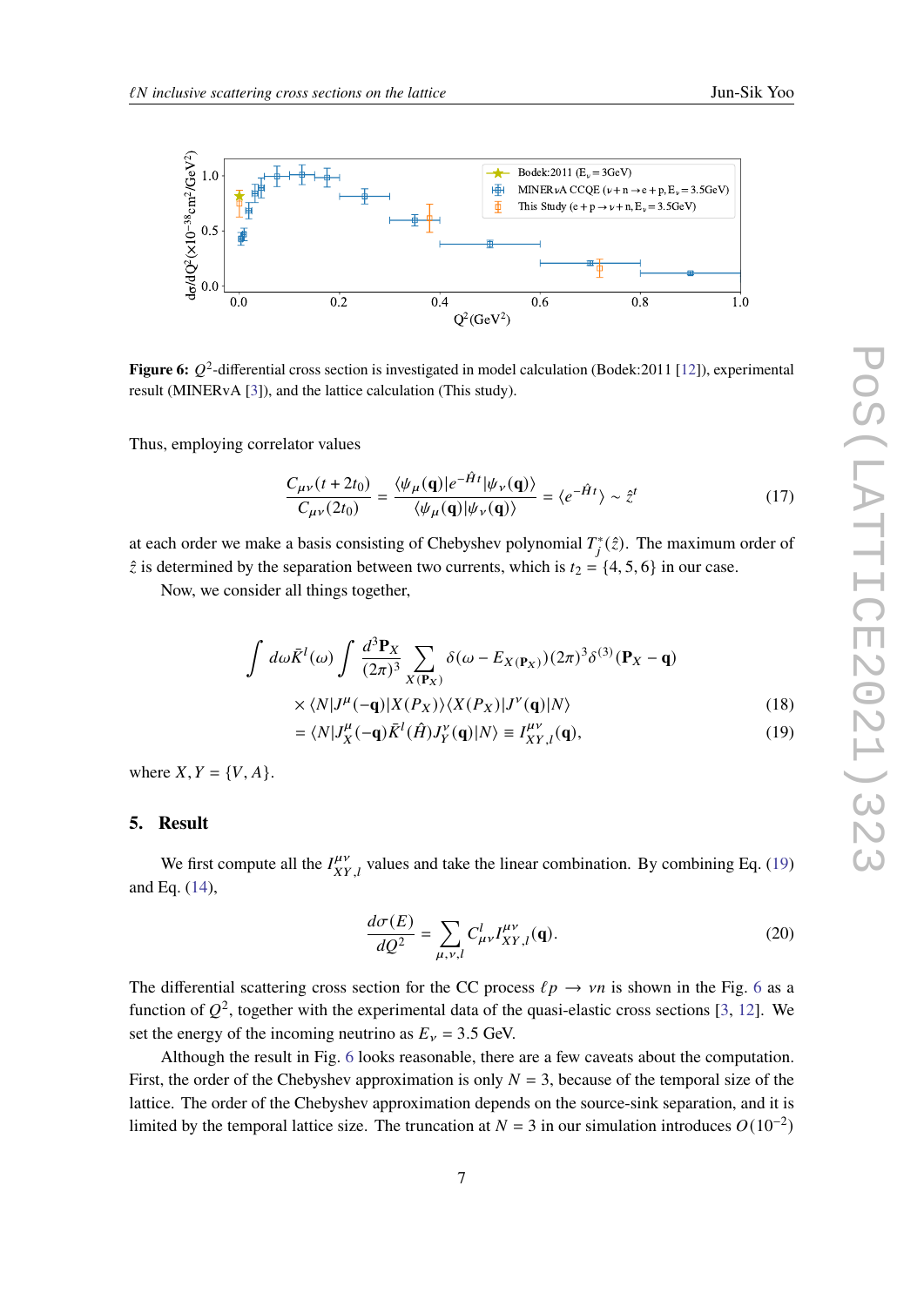**Figure 6:** $Q^2$-differential cross section is investigated in model calculation (Bodek:2011 [12]), experimental result (MINERvA [3]), and the lattice calculation (This study).

Thus, employing correlator values

$$\frac{C_{\mu\nu}(t+2t_0)}{C_{\mu\nu}(2t_0)} = \frac{\langle\psi_\mu(\mathbf{q})|e^{-\hat{H}t}|\psi_\nu(\mathbf{q})\rangle}{\langle\psi_\mu(\mathbf{q})|\psi_\nu(\mathbf{q})\rangle} = \langle e^{-\hat{H}t}\rangle \sim \hat{z}^t \tag{17}$$

at each order we make a basis consisting of Chebyshev polynomial $T_j^*(\hat{z})$. The maximum order of $\hat{z}$ is determined by the separation between two currents, which is $t_2 = \{4, 5, 6\}$ in our case.

Now, we consider all things together,

$$\int d\omega \bar{K}^l(\omega) \int \frac{d^3\mathbf{P}_X}{(2\pi)^3} \sum_{X(\mathbf{P}_X)} \delta(\omega - E_{X(\mathbf{P}_X)})(2\pi)^3\delta^{(3)}(\mathbf{P}_X - \mathbf{q})$$

$$\times \langle N|J^\mu(-\mathbf{q})|X(P_X)\rangle\langle X(P_X)|J^\nu(\mathbf{q})|N\rangle \tag{18}$$

$$= \langle N|J_X^\mu(-\mathbf{q})\bar{K}^l(\hat{H})J_Y^\nu(\mathbf{q})|N\rangle \equiv I_{XY,l}^{\mu\nu}(\mathbf{q}), \tag{19}$$

where $X, Y = \{V, A\}$.

## 5. Result

We first compute all the $I_{XY,l}^{\mu\nu}$ values and take the linear combination. By combining Eq. (19) and Eq. (14),

$$\frac{d\sigma(E)}{dQ^2} = \sum_{\mu,\nu,l} C_{\mu\nu}^l I_{XY,l}^{\mu\nu}(\mathbf{q}). \tag{20}$$

The differential scattering cross section for the CC process $\ell p \to \nu n$ is shown in the Fig. 6 as a function of $Q^2$, together with the experimental data of the quasi-elastic cross sections [3, 12]. We set the energy of the incoming neutrino as $E_\nu = 3.5$ GeV.

Although the result in Fig. 6 looks reasonable, there are a few caveats about the computation. First, the order of the Chebyshev approximation is only $N = 3$, because of the temporal size of the lattice. The order of the Chebyshev approximation depends on the source-sink separation, and it is limited by the temporal lattice size. The truncation at $N = 3$ in our simulation introduces $O(10^{-2})$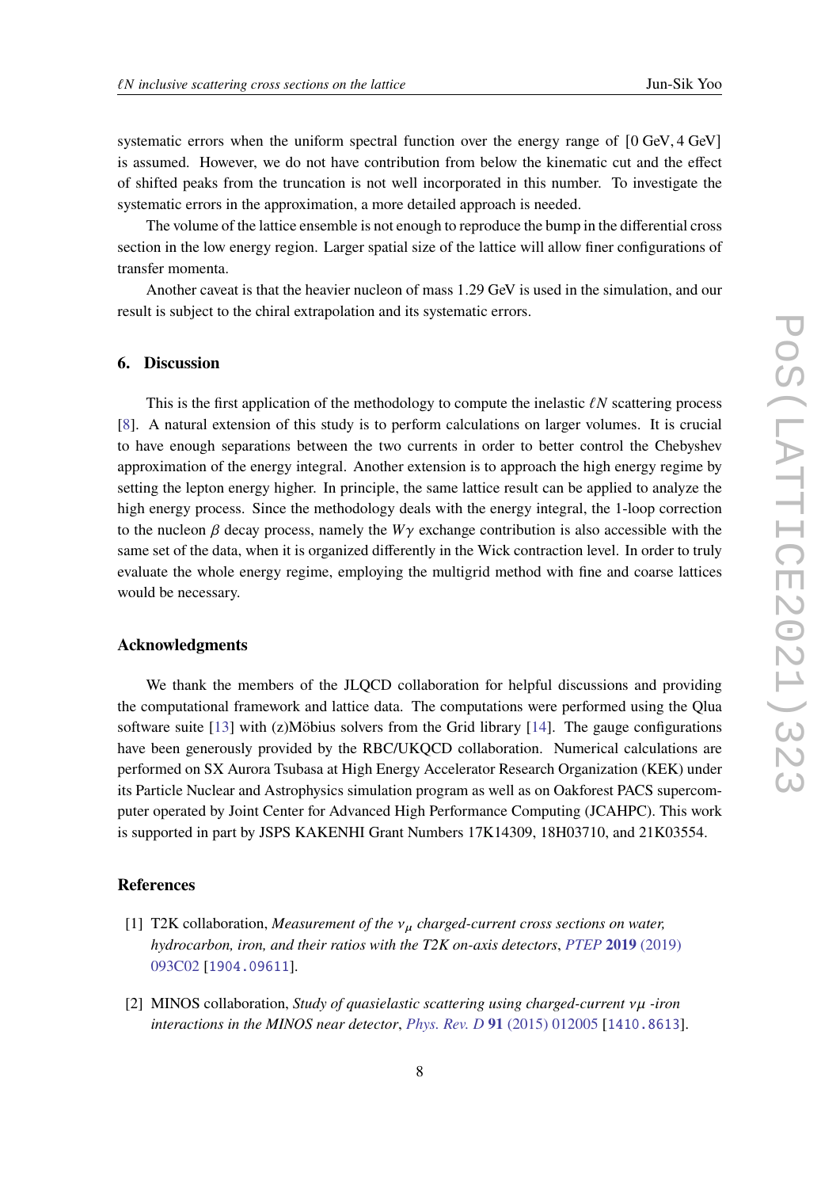systematic errors when the uniform spectral function over the energy range of [0 GeV, 4 GeV] is assumed. However, we do not have contribution from below the kinematic cut and the effect of shifted peaks from the truncation is not well incorporated in this number. To investigate the systematic errors in the approximation, a more detailed approach is needed.

The volume of the lattice ensemble is not enough to reproduce the bump in the differential cross section in the low energy region. Larger spatial size of the lattice will allow finer configurations of transfer momenta.

Another caveat is that the heavier nucleon of mass 1.29 GeV is used in the simulation, and our result is subject to the chiral extrapolation and its systematic errors.

## 6. Discussion

This is the first application of the methodology to compute the inelastic $\ell N$ scattering process [8]. A natural extension of this study is to perform calculations on larger volumes. It is crucial to have enough separations between the two currents in order to better control the Chebyshev approximation of the energy integral. Another extension is to approach the high energy regime by setting the lepton energy higher. In principle, the same lattice result can be applied to analyze the high energy process. Since the methodology deals with the energy integral, the 1-loop correction to the nucleon $\beta$ decay process, namely the $W\gamma$ exchange contribution is also accessible with the same set of the data, when it is organized differently in the Wick contraction level. In order to truly evaluate the whole energy regime, employing the multigrid method with fine and coarse lattices would be necessary.

## Acknowledgments

We thank the members of the JLQCD collaboration for helpful discussions and providing the computational framework and lattice data. The computations were performed using the Qlua software suite [13] with (z)Möbius solvers from the Grid library [14]. The gauge configurations have been generously provided by the RBC/UKQCD collaboration. Numerical calculations are performed on SX Aurora Tsubasa at High Energy Accelerator Research Organization (KEK) under its Particle Nuclear and Astrophysics simulation program as well as on Oakforest PACS supercomputer operated by Joint Center for Advanced High Performance Computing (JCAHPC). This work is supported in part by JSPS KAKENHI Grant Numbers 17K14309, 18H03710, and 21K03554.

## References

[1] T2K collaboration, *Measurement of the $\nu_\mu$ charged-current cross sections on water, hydrocarbon, iron, and their ratios with the T2K on-axis detectors*, *PTEP* **2019** (2019) 093C02 [1904.09611].

[2] MINOS collaboration, *Study of quasielastic scattering using charged-current $\nu\mu$ -iron interactions in the MINOS near detector*, *Phys. Rev. D* **91** (2015) 012005 [1410.8613].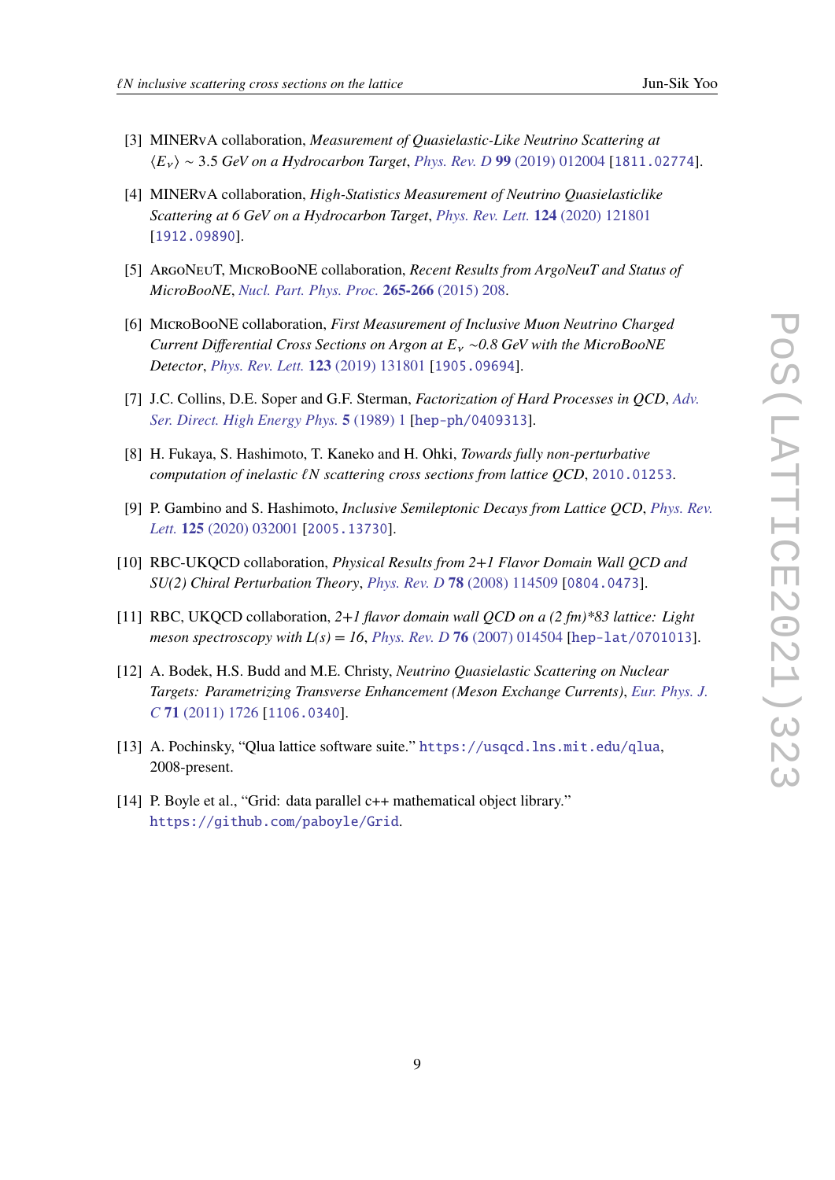[3] MINERvA collaboration, *Measurement of Quasielastic-Like Neutrino Scattering at* $\langle E_\nu \rangle \sim 3.5$ *GeV on a Hydrocarbon Target*, *Phys. Rev. D* **99** (2019) 012004 [1811.02774].

[4] MINERvA collaboration, *High-Statistics Measurement of Neutrino Quasielasticlike Scattering at 6 GeV on a Hydrocarbon Target*, *Phys. Rev. Lett.* **124** (2020) 121801 [1912.09890].

[5] ArgoNeuT, MicroBooNE collaboration, *Recent Results from ArgoNeuT and Status of MicroBooNE*, *Nucl. Part. Phys. Proc.* **265-266** (2015) 208.

[6] MicroBooNE collaboration, *First Measurement of Inclusive Muon Neutrino Charged Current Differential Cross Sections on Argon at* $E_\nu$ *~0.8 GeV with the MicroBooNE Detector*, *Phys. Rev. Lett.* **123** (2019) 131801 [1905.09694].

[7] J.C. Collins, D.E. Soper and G.F. Sterman, *Factorization of Hard Processes in QCD*, *Adv. Ser. Direct. High Energy Phys.* **5** (1989) 1 [hep-ph/0409313].

[8] H. Fukaya, S. Hashimoto, T. Kaneko and H. Ohki, *Towards fully non-perturbative computation of inelastic* $\ell N$ *scattering cross sections from lattice QCD*, 2010.01253.

[9] P. Gambino and S. Hashimoto, *Inclusive Semileptonic Decays from Lattice QCD*, *Phys. Rev. Lett.* **125** (2020) 032001 [2005.13730].

[10] RBC-UKQCD collaboration, *Physical Results from 2+1 Flavor Domain Wall QCD and SU(2) Chiral Perturbation Theory*, *Phys. Rev. D* **78** (2008) 114509 [0804.0473].

[11] RBC, UKQCD collaboration, *2+1 flavor domain wall QCD on a (2 fm)*83 lattice: Light meson spectroscopy with L(s) = 16*, *Phys. Rev. D* **76** (2007) 014504 [hep-lat/0701013].

[12] A. Bodek, H.S. Budd and M.E. Christy, *Neutrino Quasielastic Scattering on Nuclear Targets: Parametrizing Transverse Enhancement (Meson Exchange Currents)*, *Eur. Phys. J. C* **71** (2011) 1726 [1106.0340].

[13] A. Pochinsky, "Qlua lattice software suite." https://usqcd.lns.mit.edu/qlua, 2008-present.

[14] P. Boyle et al., "Grid: data parallel c++ mathematical object library." https://github.com/paboyle/Grid.